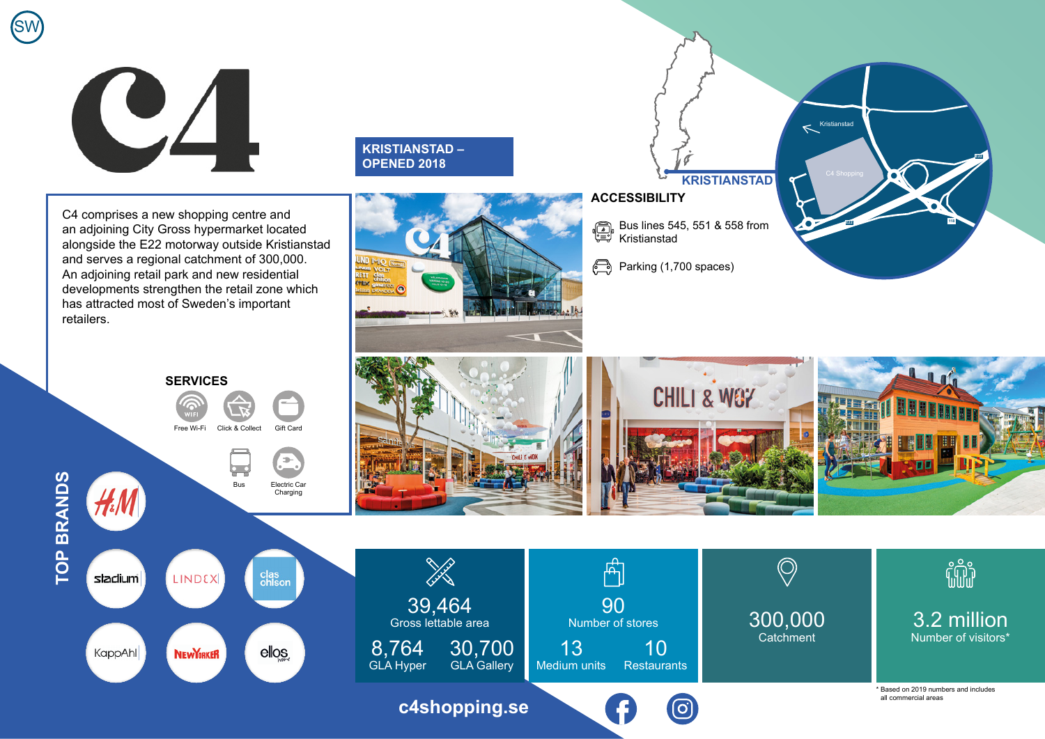# C4

## KRISTIANSTAD – OPENED 2018

C4 comprises a new shopping centre and an adjoining City Gross hypermarket located alongside the E22 motorway outside Kristianstad and serves a regional catchment of 300,000. An adjoining retail park and new residential developments strengthen the retail zone which has attracted most of Sweden's important retailers.

### SERVICES

- Free Wi-Fi
- Click & Collect
- Gift Card
- Bus
- Electric Car Charging

### TOP BRANDS

H&M, Stadium, Lindex, Clas Ohlson, KappAhl, New Yorker, Ellos

KRISTIANSTAD

### ACCESSIBILITY

- Bus lines 545, 551 & 558 from Kristianstad
- Parking (1,700 spaces)

Kristianstad

C4 Shopping

**39,464**
Gross lettable area

**8,764**
GLA Hyper

**30,700**
GLA Gallery

**90**
Number of stores

**13**
Medium units

**10**
Restaurants

**300,000**
Catchment

**3.2 million**
Number of visitors*

\* Based on 2019 numbers and includes all commercial areas

**c4shopping.se**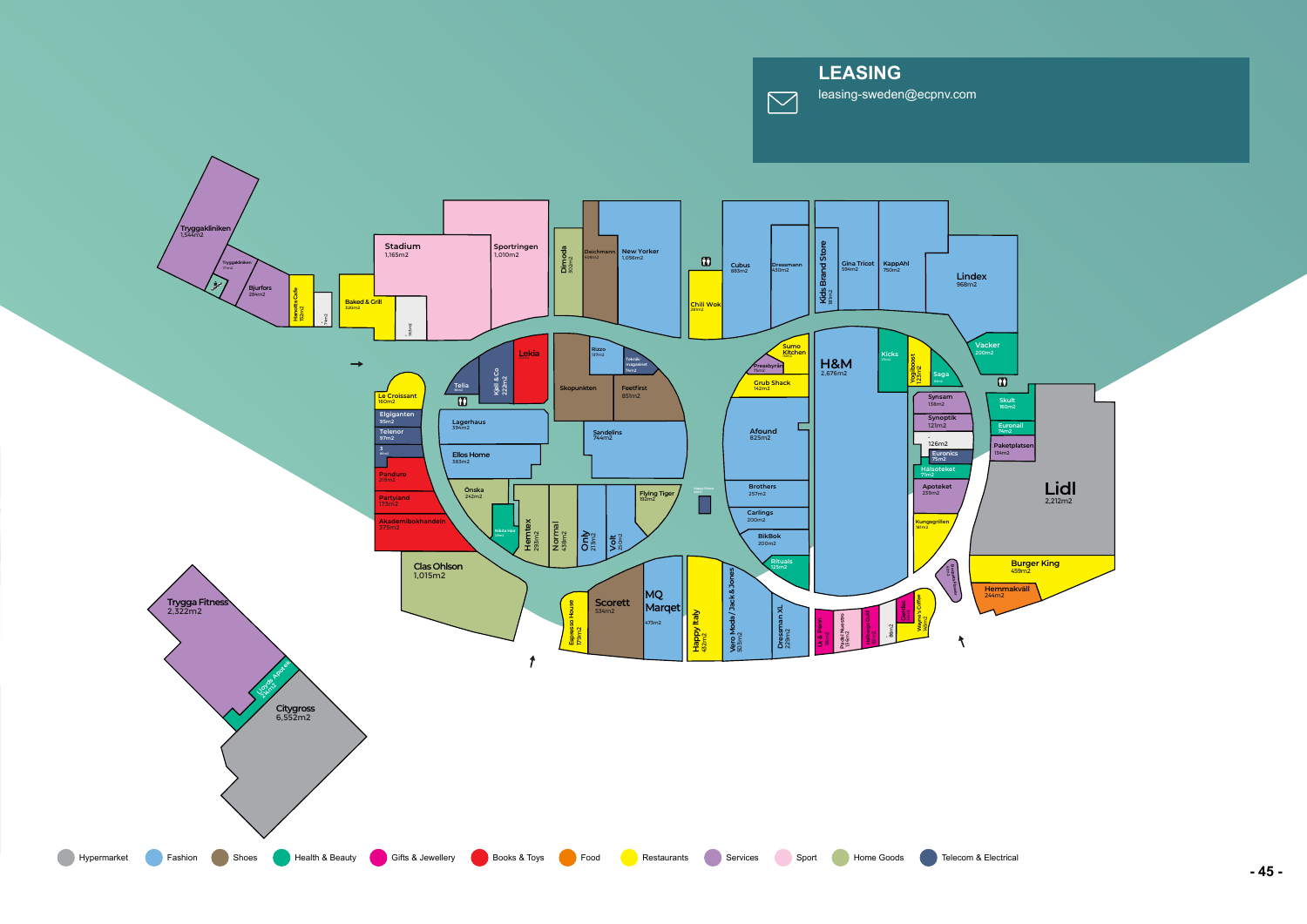## LEASING

leasing-sweden@ecpnv.com

Tryggakliniken
1,544m2

Tryggakliniken

Bjurfors
284m2

Hansons Cafe

Baked & Grill
320m2

Stadium
1,165m2

Sportringen
1,010m2

Dimoda

Deichmann

New Yorker
1,056m2

Chili Wok

Cubus
883m2

Dressmann
430m2

Kids Brand Store

Gina Tricot
594m2

KappAhl
750m2

Lindex
968m2

Vacker
200m2

Lekia

Kjell & Co
222m2

Telia

Rizzo

Teknikmagasinet

Skopunkten

Feetfirst
851m2

Sumo Kitchen

Pressbyrån

Grub Shack
142m2

H&M
2,676m2

Kicks

Yogiboost
123m2

Saga

Synsam
138m2

Synoptik
121m2

126m2

Euronics
75m2

Hälsoteket
71m2

Apoteket
239m2

Kungsgrillen

Skult
160m2

Euronail
74m2

Paketplatsen
134m2

Lidl
2,212m2

Burger King
459m2

Hemmakväll
244m2

Le Croissant
160m2

Elgiganten
95m2

Telenor
97m2

3

Panduro
213m2

Partyland
173m2

Akademibokhandeln
375m2

Lagerhaus
394m2

Ellos Home
383m2

Sandelins
744m2

Afound
825m2

Önska
242m2

Nikita Hair

Hemtex
235m2

Normal
438m2

Only
213m2

Volt
204m2

Flying Tiger
192m2

Brothers
257m2

Carlings
200m2

BikBok
200m2

Rituals
125m2

Clas Ohlson
1,015m2

Espresso House
179m2

Scorett
534m2

MQ Marqet
473m2

Happy Italy
450m2

Vero Moda / Jack & Jones
503m2

Dressman XL
229m2

Ur & Penn

Pandora

Ruby Glam

Gant

Wayne's Coffee

Trygga Fitness
2,322m2

Lloyds Apotek

Citygross
6,552m2

Hypermarket | Fashion | Shoes | Health & Beauty | Gifts & Jewellery | Books & Toys | Food | Restaurants | Services | Sport | Home Goods | Telecom & Electrical